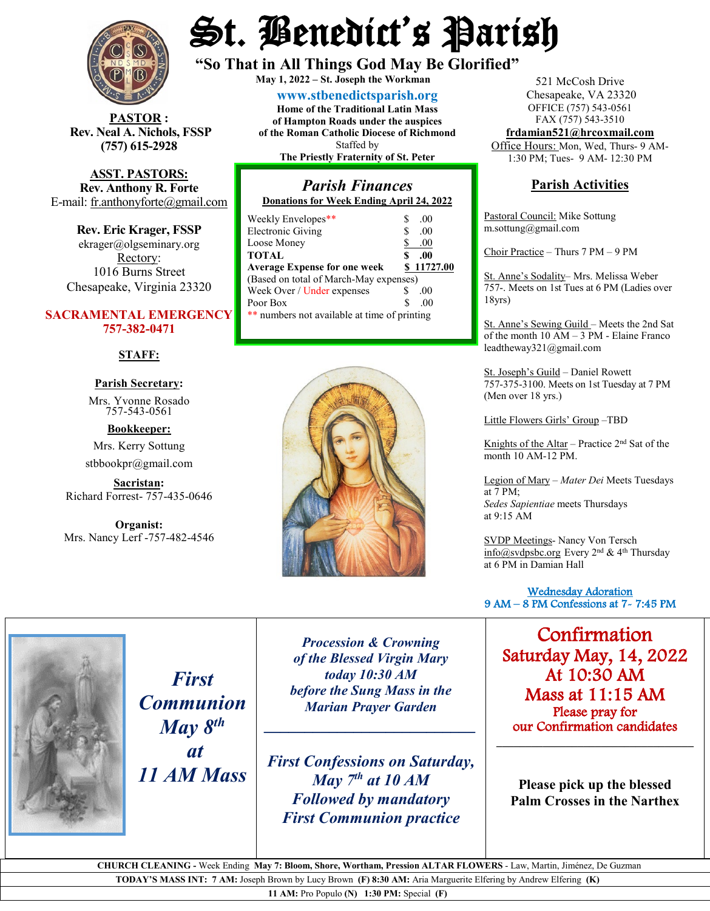# St. Benedict's Parish

**"So That in All Things God May Be Glorified"**

**May 1, 2022 – St. Joseph the Workman**

**www.stbenedictsparish.org**

**Home of the Traditional Latin Mass of Hampton Roads under the auspices of the Roman Catholic Diocese of Richmond**

Staffed by

**The Priestly Fraternity of St. Peter**

521 McCosh Drive
Chesapeake, VA 23320
OFFICE (757) 543-0561
FAX (757) 543-3510
**frdamian521@hrcoxmail.com**
Office Hours: Mon, Wed, Thurs- 9 AM-1:30 PM; Tues- 9 AM- 12:30 PM

**PASTOR:**
**Rev. Neal A. Nichols, FSSP**
**(757) 615-2928**

**ASST. PASTORS:**
**Rev. Anthony R. Forte**
E-mail: fr.anthonyforte@gmail.com

**Rev. Eric Krager, FSSP**
ekrager@olgseminary.org

Rectory:
1016 Burns Street
Chesapeake, Virginia 23320

**SACRAMENTAL EMERGENCY**
**757-382-0471**

**STAFF:**

**Parish Secretary:**
Mrs. Yvonne Rosado
757-543-0561

**Bookkeeper:**
Mrs. Kerry Sottung
stbbookpr@gmail.com

**Sacristan:**
Richard Forrest- 757-435-0646

**Organist:**
Mrs. Nancy Lerf -757-482-4546

## *Parish Finances*

**Donations for Week Ending April 24, 2022**

| | |
|---|---|
| Weekly Envelopes** | $ .00 |
| Electronic Giving | $ .00 |
| Loose Money | $ .00 |
| **TOTAL** | **$ .00** |
| **Average Expense for one week** | **$ 11727.00** |
| (Based on total of March-May expenses) | |
| Week Over / Under expenses | $ .00 |
| Poor Box | $ .00 |

** numbers not available at time of printing

## Parish Activities

Pastoral Council: Mike Sottung
m.sottung@gmail.com

Choir Practice – Thurs 7 PM – 9 PM

St. Anne's Sodality– Mrs. Melissa Weber 757-. Meets on 1st Tues at 6 PM (Ladies over 18yrs)

St. Anne's Sewing Guild – Meets the 2nd Sat of the month 10 AM – 3 PM - Elaine Franco
leadtheway321@gmail.com

St. Joseph's Guild – Daniel Rowett 757-375-3100. Meets on 1st Tuesday at 7 PM (Men over 18 yrs.)

Little Flowers Girls' Group –TBD

Knights of the Altar – Practice 2nd Sat of the month 10 AM-12 PM.

Legion of Mary – *Mater Dei* Meets Tuesdays at 7 PM;
*Sedes Sapientiae* meets Thursdays at 9:15 AM

SVDP Meetings- Nancy Von Tersch
info@svdpsbc.org Every 2nd & 4th Thursday at 6 PM in Damian Hall

Wednesday Adoration
9 AM – 8 PM Confessions at 7- 7:45 PM

***First Communion May 8th at 11 AM Mass***

***Procession & Crowning of the Blessed Virgin Mary today 10:30 AM before the Sung Mass in the Marian Prayer Garden***

***First Confessions on Saturday, May 7th at 10 AM Followed by mandatory First Communion practice***

**Confirmation**
**Saturday May, 14, 2022**
**At 10:30 AM**
**Mass at 11:15 AM**
Please pray for our Confirmation candidates

**Please pick up the blessed Palm Crosses in the Narthex**

**CHURCH CLEANING -** Week Ending **May 7: Bloom, Shore, Wortham, Pression ALTAR FLOWERS** - Law, Martin, Jiménez, De Guzman

**TODAY'S MASS INT: 7 AM:** Joseph Brown by Lucy Brown **(F) 8:30 AM:** Aria Marguerite Elfering by Andrew Elfering **(K)**

**11 AM:** Pro Populo **(N) 1:30 PM:** Special **(F)**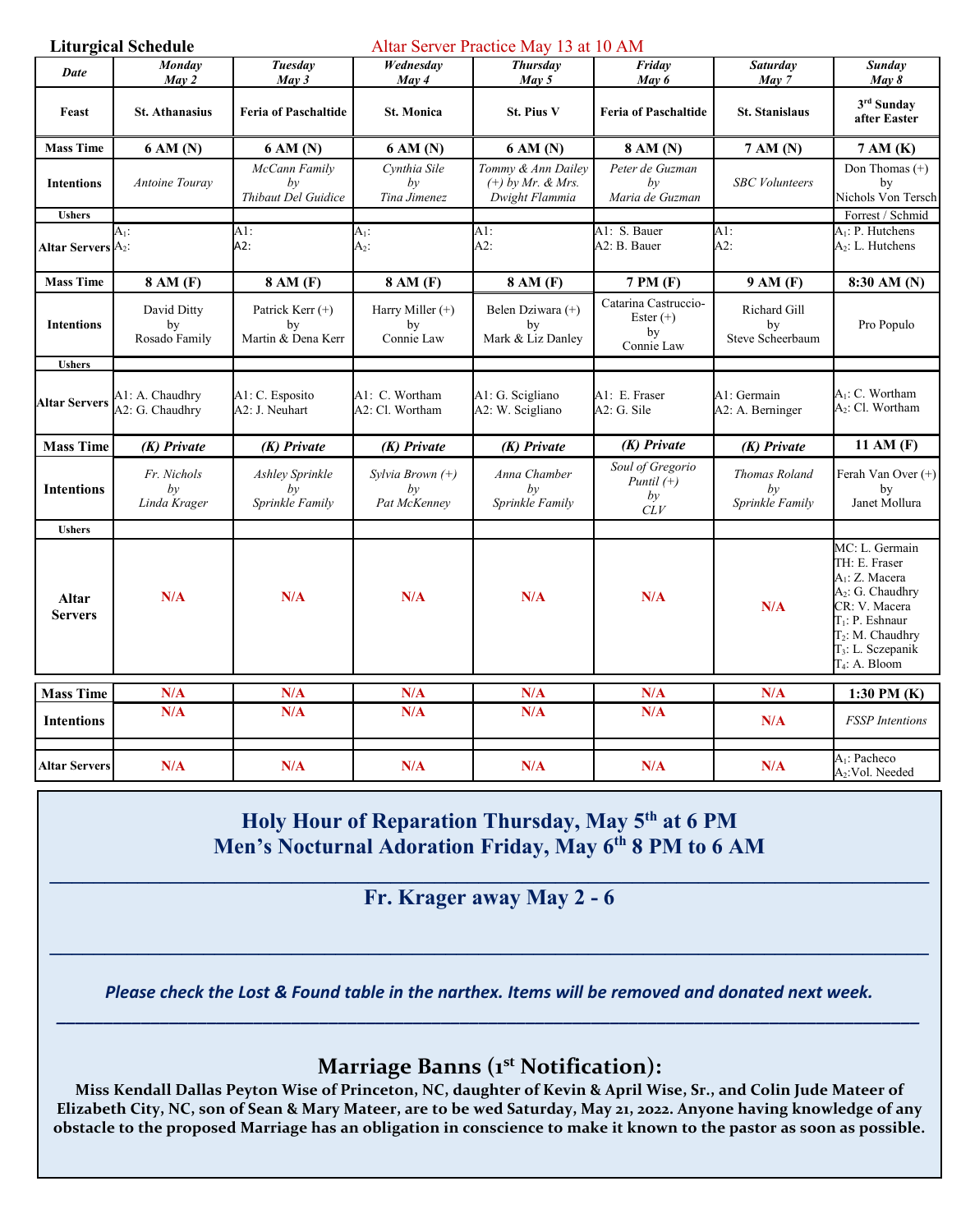**Liturgical Schedule** Altar Server Practice May 13 at 10 AM

| Date | *Monday May 2* | *Tuesday May 3* | *Wednesday May 4* | *Thursday May 5* | *Friday May 6* | *Saturday May 7* | *Sunday May 8* |
|---|---|---|---|---|---|---|---|
| **Feast** | **St. Athanasius** | **Feria of Paschaltide** | **St. Monica** | **St. Pius V** | **Feria of Paschaltide** | **St. Stanislaus** | **3rd Sunday after Easter** |
| **Mass Time** | **6 AM (N)** | **6 AM (N)** | **6 AM (N)** | **6 AM (N)** | **8 AM (N)** | **7 AM (N)** | **7 AM (K)** |
| **Intentions** | *Antoine Touray* | *McCann Family by Thibaut Del Guidice* | *Cynthia Sile by Tina Jimenez* | *Tommy & Ann Dailey (+) by Mr. & Mrs. Dwight Flammia* | *Peter de Guzman by Maria de Guzman* | *SBC Volunteers* | Don Thomas (+) by Nichols Von Tersch |
| **Ushers** | | | | | | | Forrest / Schmid |
| **Altar Servers** | $A_1$: $A_2$: | A1: A2: | $A_1$: $A_2$: | A1: A2: | A1: S. Bauer A2: B. Bauer | A1: A2: | $A_1$: P. Hutchens $A_2$: L. Hutchens |
| **Mass Time** | **8 AM (F)** | **8 AM (F)** | **8 AM (F)** | **8 AM (F)** | **7 PM (F)** | **9 AM (F)** | **8:30 AM (N)** |
| **Intentions** | David Ditty by Rosado Family | Patrick Kerr (+) by Martin & Dena Kerr | Harry Miller (+) by Connie Law | Belen Dziwara (+) by Mark & Liz Danley | Catarina Castruccio-Ester (+) by Connie Law | Richard Gill by Steve Scheerbaum | Pro Populo |
| **Ushers** | | | | | | | |
| **Altar Servers** | A1: A. Chaudhry A2: G. Chaudhry | A1: C. Esposito A2: J. Neuhart | A1: C. Wortham A2: Cl. Wortham | A1: G. Scigliano A2: W. Scigliano | A1: E. Fraser A2: G. Sile | A1: Germain A2: A. Berninger | $A_1$: C. Wortham $A_2$: Cl. Wortham |
| **Mass Time** | ***(K) Private*** | ***(K) Private*** | ***(K) Private*** | ***(K) Private*** | ***(K) Private*** | ***(K) Private*** | **11 AM (F)** |
| **Intentions** | *Fr. Nichols by Linda Krager* | *Ashley Sprinkle by Sprinkle Family* | *Sylvia Brown (+) by Pat McKenney* | *Anna Chamber by Sprinkle Family* | *Soul of Gregorio Puntil (+) by CLV* | *Thomas Roland by Sprinkle Family* | Ferah Van Over (+) by Janet Mollura |
| **Ushers** | | | | | | | |
| **Altar Servers** | **N/A** | **N/A** | **N/A** | **N/A** | **N/A** | **N/A** | MC: L. Germain TH: E. Fraser $A_1$: Z. Macera $A_2$: G. Chaudhry CR: V. Macera $T_1$: P. Eshnaur $T_2$: M. Chaudhry $T_3$: L. Sczepanik $T_4$: A. Bloom |
| **Mass Time** | **N/A** | **N/A** | **N/A** | **N/A** | **N/A** | **N/A** | **1:30 PM (K)** |
| **Intentions** | **N/A** | **N/A** | **N/A** | **N/A** | **N/A** | **N/A** | *FSSP Intentions* |
| **Altar Servers** | **N/A** | **N/A** | **N/A** | **N/A** | **N/A** | **N/A** | $A_1$: Pacheco $A_2$: Vol. Needed |

## Holy Hour of Reparation Thursday, May 5th at 6 PM
## Men's Nocturnal Adoration Friday, May 6th 8 PM to 6 AM

---

## Fr. Krager away May 2 - 6

---

***Please check the Lost & Found table in the narthex. Items will be removed and donated next week.***

---

## Marriage Banns (1st Notification):

**Miss Kendall Dallas Peyton Wise of Princeton, NC, daughter of Kevin & April Wise, Sr., and Colin Jude Mateer of Elizabeth City, NC, son of Sean & Mary Mateer, are to be wed Saturday, May 21, 2022. Anyone having knowledge of any obstacle to the proposed Marriage has an obligation in conscience to make it known to the pastor as soon as possible.**